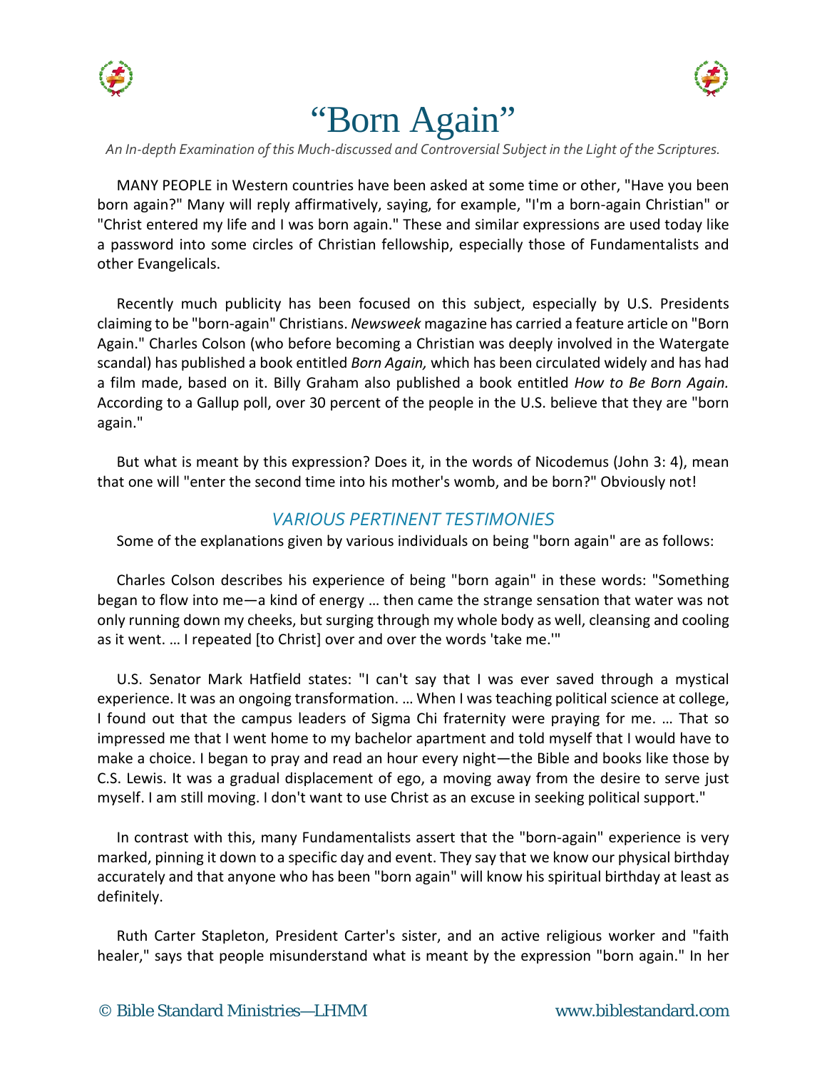# "Born Again"

*An In-depth Examination of this Much-discussed and Controversial Subject in the Light of the Scriptures.*

MANY PEOPLE in Western countries have been asked at some time or other, "Have you been born again?" Many will reply affirmatively, saying, for example, "I'm a born-again Christian" or "Christ entered my life and I was born again." These and similar expressions are used today like a password into some circles of Christian fellowship, especially those of Fundamentalists and other Evangelicals.

Recently much publicity has been focused on this subject, especially by U.S. Presidents claiming to be "born-again" Christians. *Newsweek* magazine has carried a feature article on "Born Again." Charles Colson (who before becoming a Christian was deeply involved in the Watergate scandal) has published a book entitled *Born Again,* which has been circulated widely and has had a film made, based on it. Billy Graham also published a book entitled *How to Be Born Again.* According to a Gallup poll, over 30 percent of the people in the U.S. believe that they are "born again."

But what is meant by this expression? Does it, in the words of Nicodemus (John 3: 4), mean that one will "enter the second time into his mother's womb, and be born?" Obviously not!

## *VARIOUS PERTINENT TESTIMONIES*

Some of the explanations given by various individuals on being "born again" are as follows:

Charles Colson describes his experience of being "born again" in these words: "Something began to flow into me—a kind of energy … then came the strange sensation that water was not only running down my cheeks, but surging through my whole body as well, cleansing and cooling as it went. … I repeated [to Christ] over and over the words 'take me.'"

U.S. Senator Mark Hatfield states: "I can't say that I was ever saved through a mystical experience. It was an ongoing transformation. … When I was teaching political science at college, I found out that the campus leaders of Sigma Chi fraternity were praying for me. … That so impressed me that I went home to my bachelor apartment and told myself that I would have to make a choice. I began to pray and read an hour every night—the Bible and books like those by C.S. Lewis. It was a gradual displacement of ego, a moving away from the desire to serve just myself. I am still moving. I don't want to use Christ as an excuse in seeking political support."

In contrast with this, many Fundamentalists assert that the "born-again" experience is very marked, pinning it down to a specific day and event. They say that we know our physical birthday accurately and that anyone who has been "born again" will know his spiritual birthday at least as definitely.

Ruth Carter Stapleton, President Carter's sister, and an active religious worker and "faith healer," says that people misunderstand what is meant by the expression "born again." In her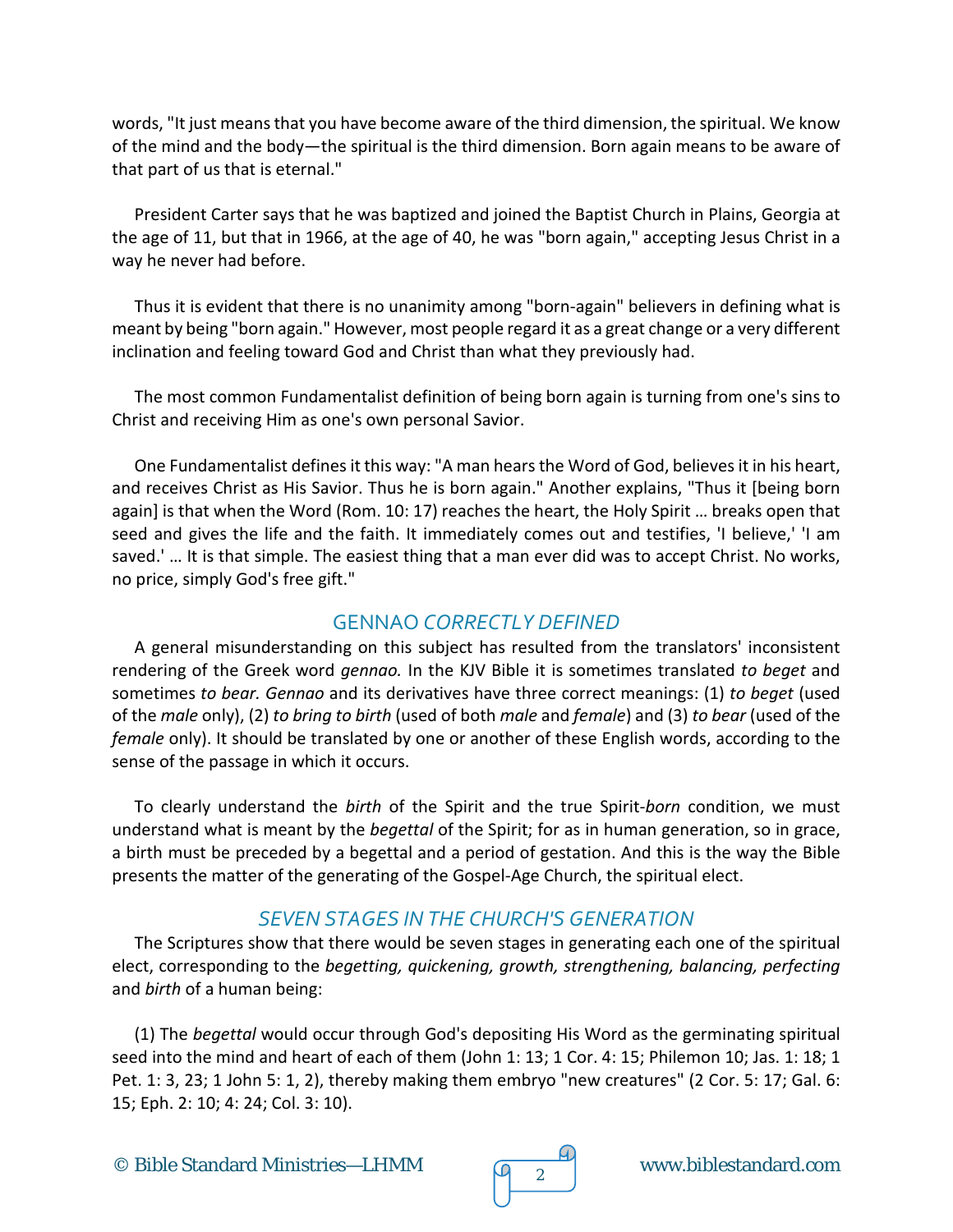words, "It just means that you have become aware of the third dimension, the spiritual. We know of the mind and the body—the spiritual is the third dimension. Born again means to be aware of that part of us that is eternal."

President Carter says that he was baptized and joined the Baptist Church in Plains, Georgia at the age of 11, but that in 1966, at the age of 40, he was "born again," accepting Jesus Christ in a way he never had before.

Thus it is evident that there is no unanimity among "born-again" believers in defining what is meant by being "born again." However, most people regard it as a great change or a very different inclination and feeling toward God and Christ than what they previously had.

The most common Fundamentalist definition of being born again is turning from one's sins to Christ and receiving Him as one's own personal Savior.

One Fundamentalist defines it this way: "A man hears the Word of God, believes it in his heart, and receives Christ as His Savior. Thus he is born again." Another explains, "Thus it [being born again] is that when the Word (Rom. 10: 17) reaches the heart, the Holy Spirit … breaks open that seed and gives the life and the faith. It immediately comes out and testifies, 'I believe,' 'I am saved.' … It is that simple. The easiest thing that a man ever did was to accept Christ. No works, no price, simply God's free gift."

## GENNAO *CORRECTLY DEFINED*

A general misunderstanding on this subject has resulted from the translators' inconsistent rendering of the Greek word *gennao.* In the KJV Bible it is sometimes translated *to beget* and sometimes *to bear. Gennao* and its derivatives have three correct meanings: (1) *to beget* (used of the *male* only), (2) *to bring to birth* (used of both *male* and *female*) and (3) *to bear* (used of the *female* only). It should be translated by one or another of these English words, according to the sense of the passage in which it occurs.

To clearly understand the *birth* of the Spirit and the true Spirit-*born* condition, we must understand what is meant by the *begettal* of the Spirit; for as in human generation, so in grace, a birth must be preceded by a begettal and a period of gestation. And this is the way the Bible presents the matter of the generating of the Gospel-Age Church, the spiritual elect.

## *SEVEN STAGES IN THE CHURCH'S GENERATION*

The Scriptures show that there would be seven stages in generating each one of the spiritual elect, corresponding to the *begetting, quickening, growth, strengthening, balancing, perfecting* and *birth* of a human being:

(1) The *begettal* would occur through God's depositing His Word as the germinating spiritual seed into the mind and heart of each of them (John 1: 13; 1 Cor. 4: 15; Philemon 10; Jas. 1: 18; 1 Pet. 1: 3, 23; 1 John 5: 1, 2), thereby making them embryo "new creatures" (2 Cor. 5: 17; Gal. 6: 15; Eph. 2: 10; 4: 24; Col. 3: 10).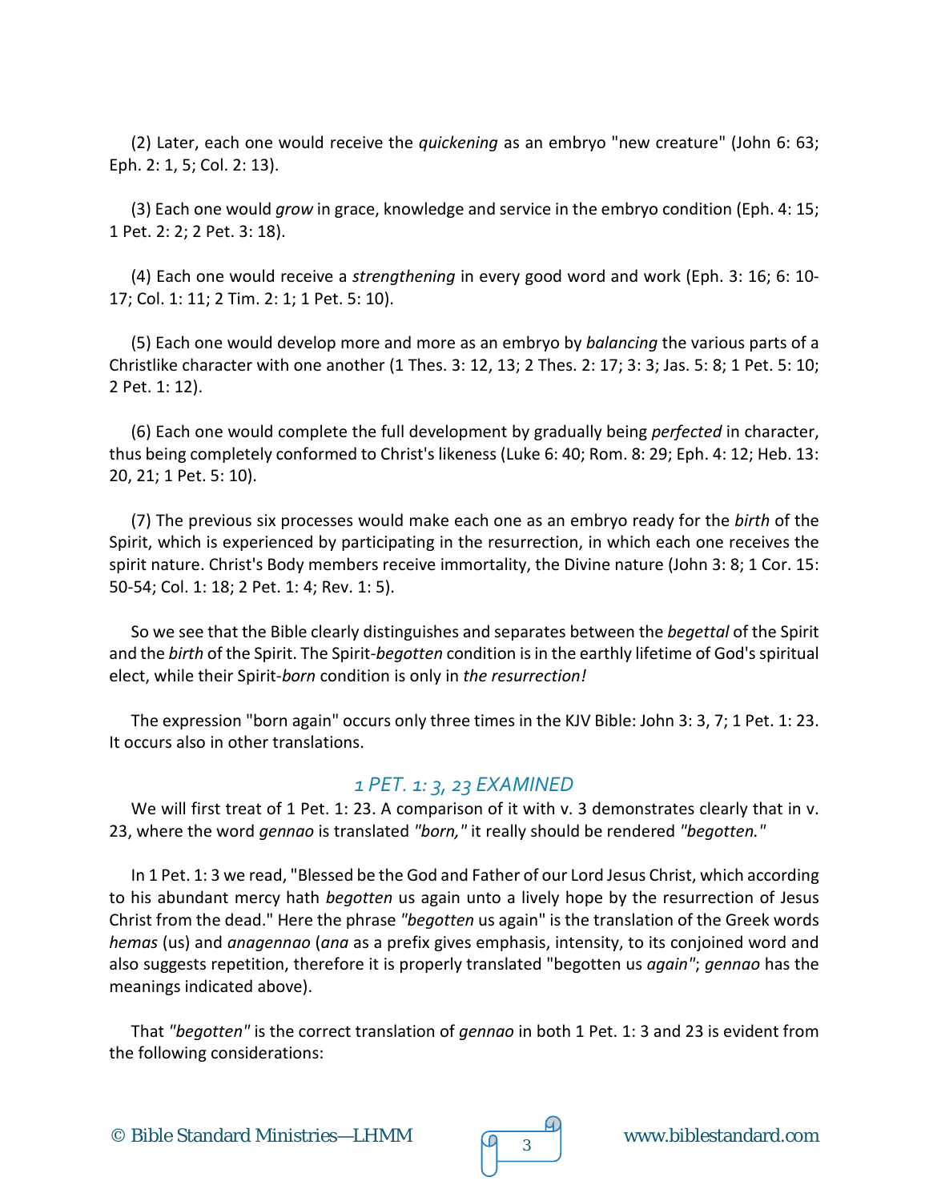(2) Later, each one would receive the *quickening* as an embryo "new creature" (John 6: 63; Eph. 2: 1, 5; Col. 2: 13).

(3) Each one would *grow* in grace, knowledge and service in the embryo condition (Eph. 4: 15; 1 Pet. 2: 2; 2 Pet. 3: 18).

(4) Each one would receive a *strengthening* in every good word and work (Eph. 3: 16; 6: 10-17; Col. 1: 11; 2 Tim. 2: 1; 1 Pet. 5: 10).

(5) Each one would develop more and more as an embryo by *balancing* the various parts of a Christlike character with one another (1 Thes. 3: 12, 13; 2 Thes. 2: 17; 3: 3; Jas. 5: 8; 1 Pet. 5: 10; 2 Pet. 1: 12).

(6) Each one would complete the full development by gradually being *perfected* in character, thus being completely conformed to Christ's likeness (Luke 6: 40; Rom. 8: 29; Eph. 4: 12; Heb. 13: 20, 21; 1 Pet. 5: 10).

(7) The previous six processes would make each one as an embryo ready for the *birth* of the Spirit, which is experienced by participating in the resurrection, in which each one receives the spirit nature. Christ's Body members receive immortality, the Divine nature (John 3: 8; 1 Cor. 15: 50-54; Col. 1: 18; 2 Pet. 1: 4; Rev. 1: 5).

So we see that the Bible clearly distinguishes and separates between the *begettal* of the Spirit and the *birth* of the Spirit. The Spirit-*begotten* condition is in the earthly lifetime of God's spiritual elect, while their Spirit-*born* condition is only in *the resurrection!*

The expression "born again" occurs only three times in the KJV Bible: John 3: 3, 7; 1 Pet. 1: 23. It occurs also in other translations.

## *1 PET. 1: 3, 23 EXAMINED*

We will first treat of 1 Pet. 1: 23. A comparison of it with v. 3 demonstrates clearly that in v. 23, where the word *gennao* is translated *"born,"* it really should be rendered *"begotten."*

In 1 Pet. 1: 3 we read, "Blessed be the God and Father of our Lord Jesus Christ, which according to his abundant mercy hath *begotten* us again unto a lively hope by the resurrection of Jesus Christ from the dead." Here the phrase *"begotten* us again" is the translation of the Greek words *hemas* (us) and *anagennao* (*ana* as a prefix gives emphasis, intensity, to its conjoined word and also suggests repetition, therefore it is properly translated "begotten us *again*"; *gennao* has the meanings indicated above).

That *"begotten"* is the correct translation of *gennao* in both 1 Pet. 1: 3 and 23 is evident from the following considerations: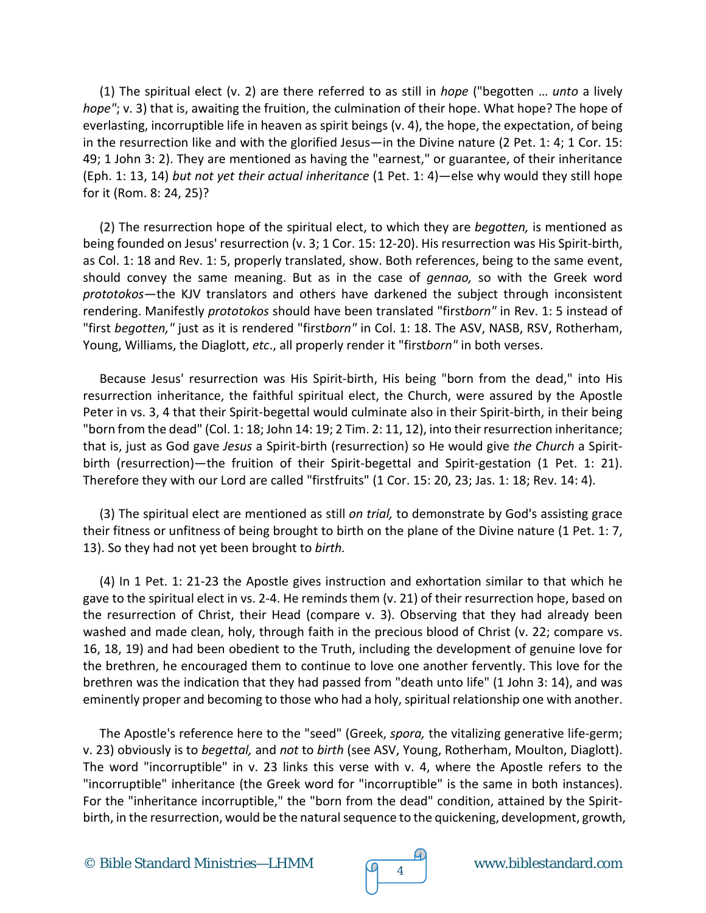(1) The spiritual elect (v. 2) are there referred to as still in *hope* ("begotten … *unto* a lively *hope*"; v. 3) that is, awaiting the fruition, the culmination of their hope. What hope? The hope of everlasting, incorruptible life in heaven as spirit beings (v. 4), the hope, the expectation, of being in the resurrection like and with the glorified Jesus—in the Divine nature (2 Pet. 1: 4; 1 Cor. 15: 49; 1 John 3: 2). They are mentioned as having the "earnest," or guarantee, of their inheritance (Eph. 1: 13, 14) *but not yet their actual inheritance* (1 Pet. 1: 4)—else why would they still hope for it (Rom. 8: 24, 25)?

(2) The resurrection hope of the spiritual elect, to which they are *begotten,* is mentioned as being founded on Jesus' resurrection (v. 3; 1 Cor. 15: 12-20). His resurrection was His Spirit-birth, as Col. 1: 18 and Rev. 1: 5, properly translated, show. Both references, being to the same event, should convey the same meaning. But as in the case of *gennao,* so with the Greek word *prototokos*—the KJV translators and others have darkened the subject through inconsistent rendering. Manifestly *prototokos* should have been translated "first*born"* in Rev. 1: 5 instead of "first *begotten,"* just as it is rendered "first*born"* in Col. 1: 18. The ASV, NASB, RSV, Rotherham, Young, Williams, the Diaglott, *etc*., all properly render it "first*born"* in both verses.

Because Jesus' resurrection was His Spirit-birth, His being "born from the dead," into His resurrection inheritance, the faithful spiritual elect, the Church, were assured by the Apostle Peter in vs. 3, 4 that their Spirit-begettal would culminate also in their Spirit-birth, in their being "born from the dead" (Col. 1: 18; John 14: 19; 2 Tim. 2: 11, 12), into their resurrection inheritance; that is, just as God gave *Jesus* a Spirit-birth (resurrection) so He would give *the Church* a Spirit-birth (resurrection)—the fruition of their Spirit-begettal and Spirit-gestation (1 Pet. 1: 21). Therefore they with our Lord are called "firstfruits" (1 Cor. 15: 20, 23; Jas. 1: 18; Rev. 14: 4).

(3) The spiritual elect are mentioned as still *on trial,* to demonstrate by God's assisting grace their fitness or unfitness of being brought to birth on the plane of the Divine nature (1 Pet. 1: 7, 13). So they had not yet been brought to *birth.*

(4) In 1 Pet. 1: 21-23 the Apostle gives instruction and exhortation similar to that which he gave to the spiritual elect in vs. 2-4. He reminds them (v. 21) of their resurrection hope, based on the resurrection of Christ, their Head (compare v. 3). Observing that they had already been washed and made clean, holy, through faith in the precious blood of Christ (v. 22; compare vs. 16, 18, 19) and had been obedient to the Truth, including the development of genuine love for the brethren, he encouraged them to continue to love one another fervently. This love for the brethren was the indication that they had passed from "death unto life" (1 John 3: 14), and was eminently proper and becoming to those who had a holy, spiritual relationship one with another.

The Apostle's reference here to the "seed" (Greek, *spora,* the vitalizing generative life-germ; v. 23) obviously is to *begettal,* and *not* to *birth* (see ASV, Young, Rotherham, Moulton, Diaglott). The word "incorruptible" in v. 23 links this verse with v. 4, where the Apostle refers to the "incorruptible" inheritance (the Greek word for "incorruptible" is the same in both instances). For the "inheritance incorruptible," the "born from the dead" condition, attained by the Spirit-birth, in the resurrection, would be the natural sequence to the quickening, development, growth,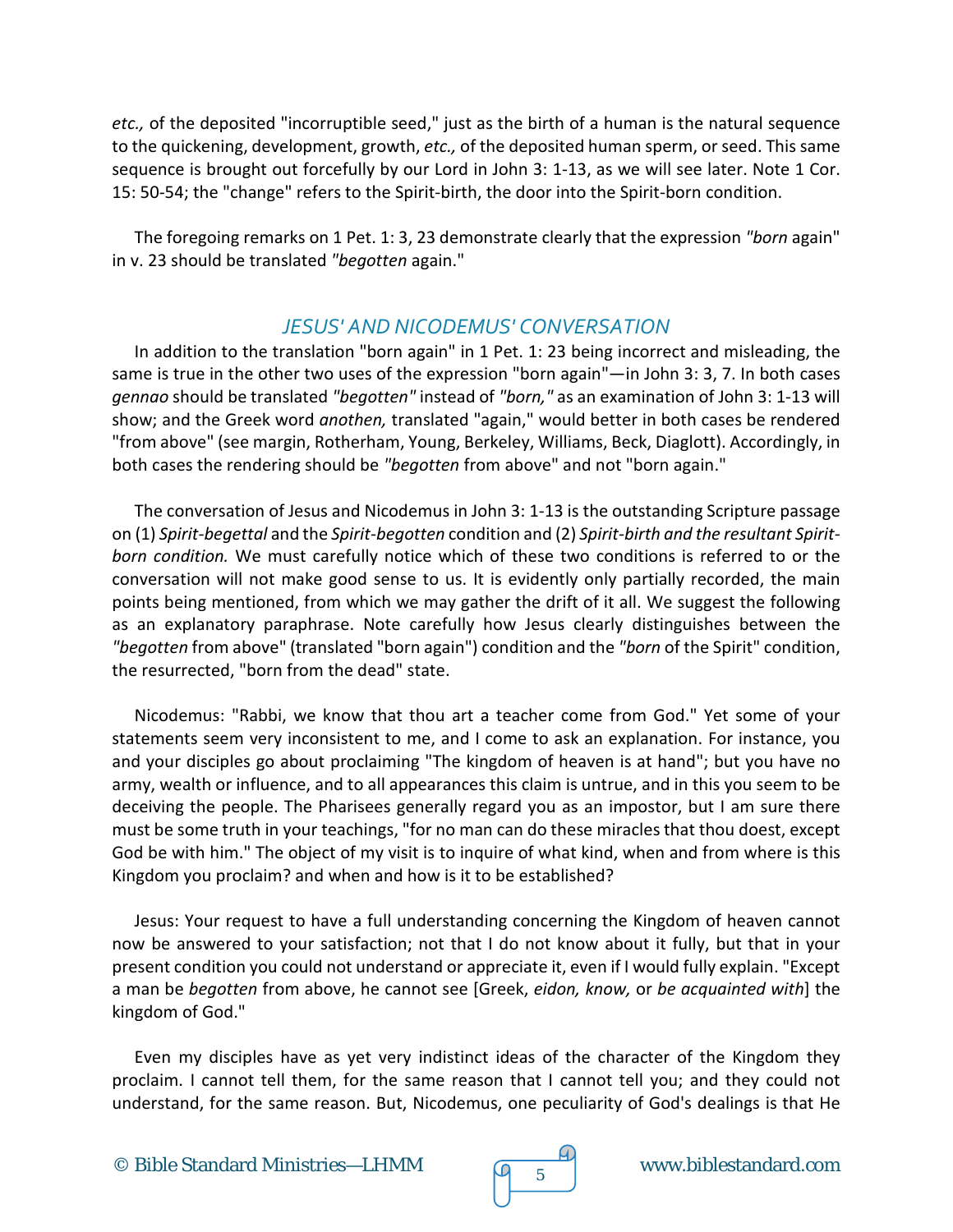*etc.,* of the deposited "incorruptible seed," just as the birth of a human is the natural sequence to the quickening, development, growth, *etc.,* of the deposited human sperm, or seed. This same sequence is brought out forcefully by our Lord in John 3: 1-13, as we will see later. Note 1 Cor. 15: 50-54; the "change" refers to the Spirit-birth, the door into the Spirit-born condition.

The foregoing remarks on 1 Pet. 1: 3, 23 demonstrate clearly that the expression *"born* again" in v. 23 should be translated *"begotten* again."

## *JESUS' AND NICODEMUS' CONVERSATION*

In addition to the translation "born again" in 1 Pet. 1: 23 being incorrect and misleading, the same is true in the other two uses of the expression "born again"—in John 3: 3, 7. In both cases *gennao* should be translated *"begotten"* instead of *"born,"* as an examination of John 3: 1-13 will show; and the Greek word *anothen,* translated "again," would better in both cases be rendered "from above" (see margin, Rotherham, Young, Berkeley, Williams, Beck, Diaglott). Accordingly, in both cases the rendering should be *"begotten* from above" and not "born again."

The conversation of Jesus and Nicodemus in John 3: 1-13 is the outstanding Scripture passage on (1) *Spirit-begettal* and the *Spirit-begotten* condition and (2) *Spirit-birth and the resultant Spirit-born condition.* We must carefully notice which of these two conditions is referred to or the conversation will not make good sense to us. It is evidently only partially recorded, the main points being mentioned, from which we may gather the drift of it all. We suggest the following as an explanatory paraphrase. Note carefully how Jesus clearly distinguishes between the *"begotten* from above" (translated "born again") condition and the *"born* of the Spirit" condition, the resurrected, "born from the dead" state.

Nicodemus: "Rabbi, we know that thou art a teacher come from God." Yet some of your statements seem very inconsistent to me, and I come to ask an explanation. For instance, you and your disciples go about proclaiming "The kingdom of heaven is at hand"; but you have no army, wealth or influence, and to all appearances this claim is untrue, and in this you seem to be deceiving the people. The Pharisees generally regard you as an impostor, but I am sure there must be some truth in your teachings, "for no man can do these miracles that thou doest, except God be with him." The object of my visit is to inquire of what kind, when and from where is this Kingdom you proclaim? and when and how is it to be established?

Jesus: Your request to have a full understanding concerning the Kingdom of heaven cannot now be answered to your satisfaction; not that I do not know about it fully, but that in your present condition you could not understand or appreciate it, even if I would fully explain. "Except a man be *begotten* from above, he cannot see [Greek, *eidon, know,* or *be acquainted with*] the kingdom of God."

Even my disciples have as yet very indistinct ideas of the character of the Kingdom they proclaim. I cannot tell them, for the same reason that I cannot tell you; and they could not understand, for the same reason. But, Nicodemus, one peculiarity of God's dealings is that He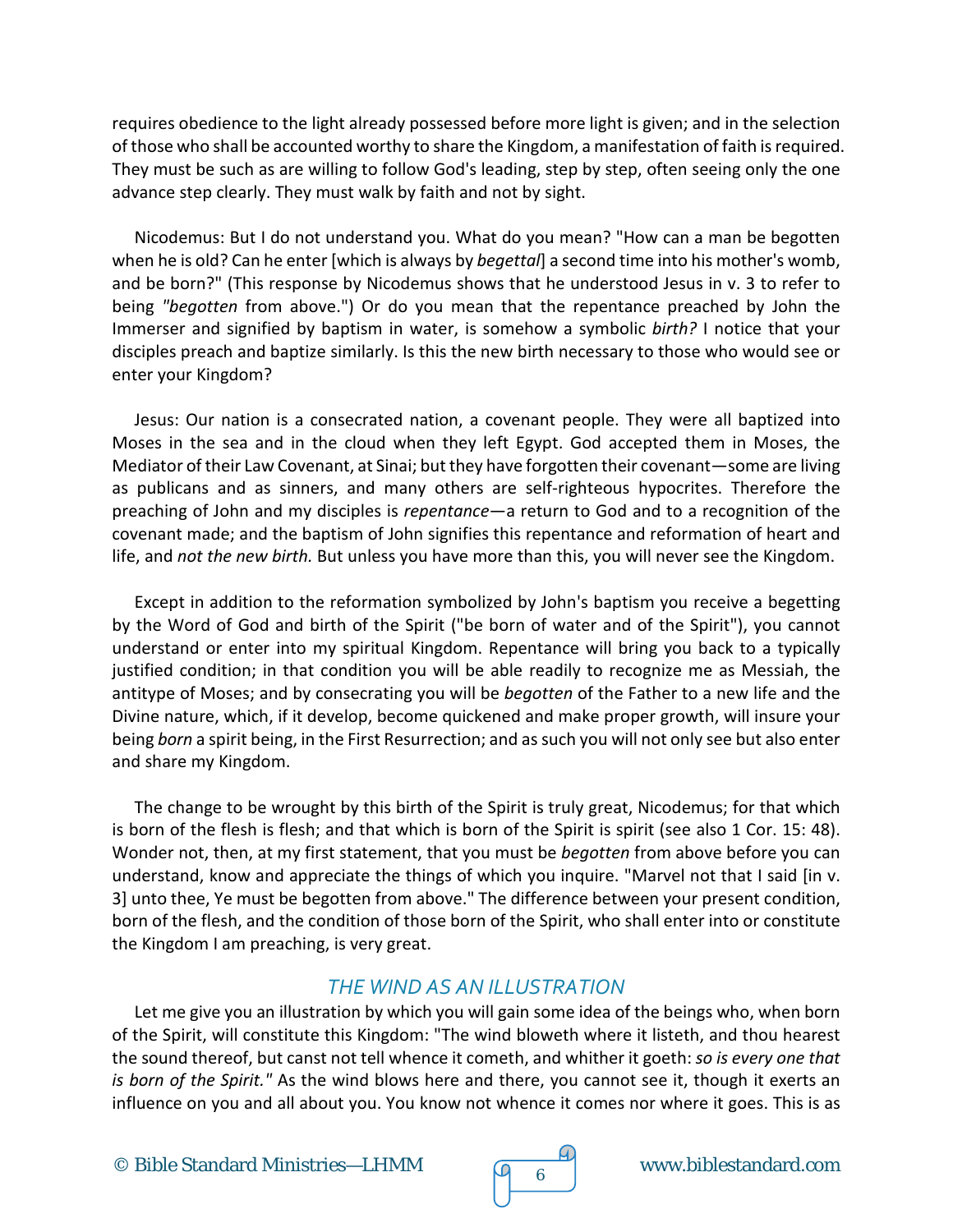requires obedience to the light already possessed before more light is given; and in the selection of those who shall be accounted worthy to share the Kingdom, a manifestation of faith is required. They must be such as are willing to follow God's leading, step by step, often seeing only the one advance step clearly. They must walk by faith and not by sight.

Nicodemus: But I do not understand you. What do you mean? "How can a man be begotten when he is old? Can he enter [which is always by *begettal*] a second time into his mother's womb, and be born?" (This response by Nicodemus shows that he understood Jesus in v. 3 to refer to being *"begotten* from above.") Or do you mean that the repentance preached by John the Immerser and signified by baptism in water, is somehow a symbolic *birth?* I notice that your disciples preach and baptize similarly. Is this the new birth necessary to those who would see or enter your Kingdom?

Jesus: Our nation is a consecrated nation, a covenant people. They were all baptized into Moses in the sea and in the cloud when they left Egypt. God accepted them in Moses, the Mediator of their Law Covenant, at Sinai; but they have forgotten their covenant—some are living as publicans and as sinners, and many others are self-righteous hypocrites. Therefore the preaching of John and my disciples is *repentance*—a return to God and to a recognition of the covenant made; and the baptism of John signifies this repentance and reformation of heart and life, and *not the new birth.* But unless you have more than this, you will never see the Kingdom.

Except in addition to the reformation symbolized by John's baptism you receive a begetting by the Word of God and birth of the Spirit ("be born of water and of the Spirit"), you cannot understand or enter into my spiritual Kingdom. Repentance will bring you back to a typically justified condition; in that condition you will be able readily to recognize me as Messiah, the antitype of Moses; and by consecrating you will be *begotten* of the Father to a new life and the Divine nature, which, if it develop, become quickened and make proper growth, will insure your being *born* a spirit being, in the First Resurrection; and as such you will not only see but also enter and share my Kingdom.

The change to be wrought by this birth of the Spirit is truly great, Nicodemus; for that which is born of the flesh is flesh; and that which is born of the Spirit is spirit (see also 1 Cor. 15: 48). Wonder not, then, at my first statement, that you must be *begotten* from above before you can understand, know and appreciate the things of which you inquire. "Marvel not that I said [in v. 3] unto thee, Ye must be begotten from above." The difference between your present condition, born of the flesh, and the condition of those born of the Spirit, who shall enter into or constitute the Kingdom I am preaching, is very great.

## *THE WIND AS AN ILLUSTRATION*

Let me give you an illustration by which you will gain some idea of the beings who, when born of the Spirit, will constitute this Kingdom: "The wind bloweth where it listeth, and thou hearest the sound thereof, but canst not tell whence it cometh, and whither it goeth: *so is every one that is born of the Spirit."* As the wind blows here and there, you cannot see it, though it exerts an influence on you and all about you. You know not whence it comes nor where it goes. This is as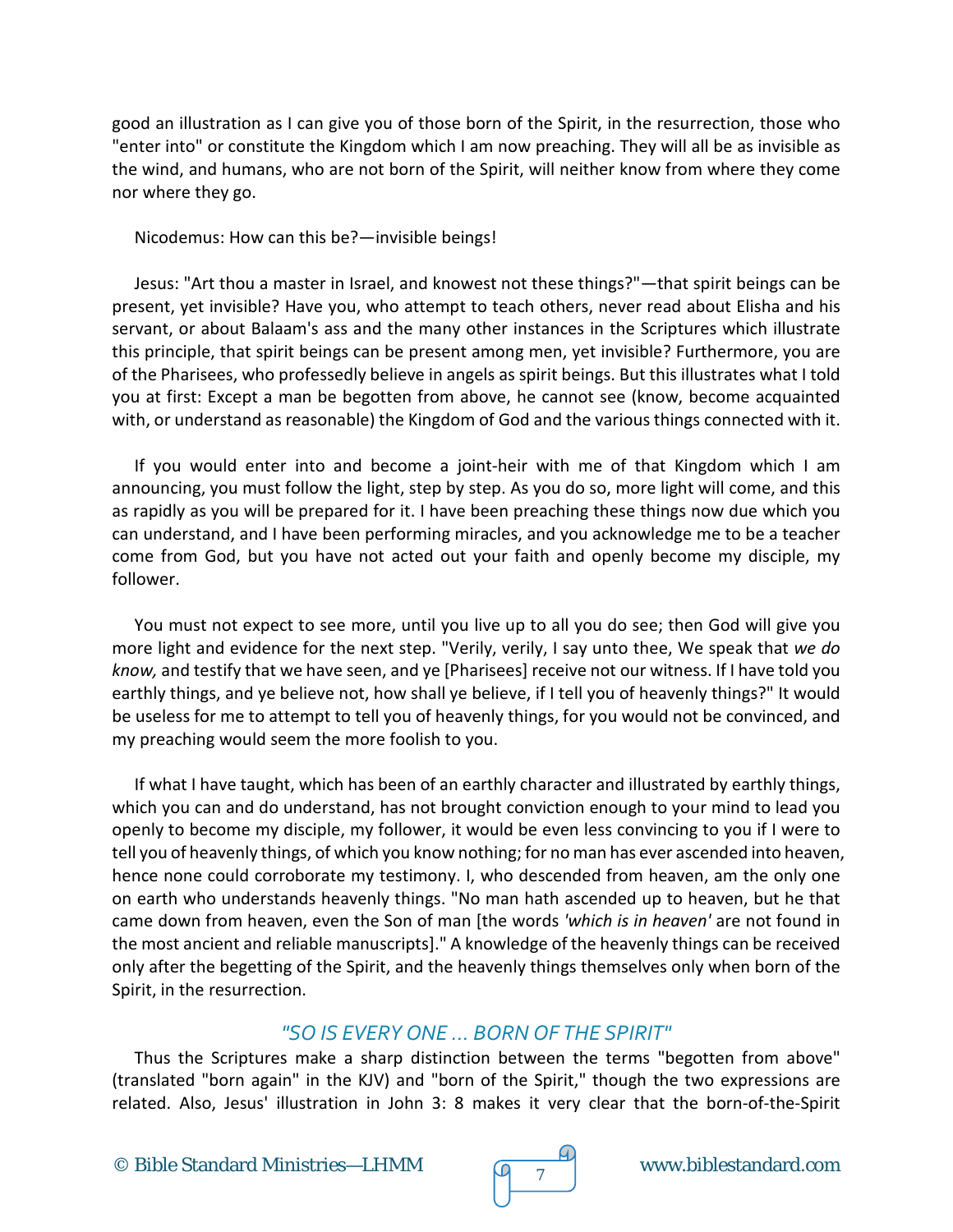good an illustration as I can give you of those born of the Spirit, in the resurrection, those who "enter into" or constitute the Kingdom which I am now preaching. They will all be as invisible as the wind, and humans, who are not born of the Spirit, will neither know from where they come nor where they go.

Nicodemus: How can this be?—invisible beings!

Jesus: "Art thou a master in Israel, and knowest not these things?"—that spirit beings can be present, yet invisible? Have you, who attempt to teach others, never read about Elisha and his servant, or about Balaam's ass and the many other instances in the Scriptures which illustrate this principle, that spirit beings can be present among men, yet invisible? Furthermore, you are of the Pharisees, who professedly believe in angels as spirit beings. But this illustrates what I told you at first: Except a man be begotten from above, he cannot see (know, become acquainted with, or understand as reasonable) the Kingdom of God and the various things connected with it.

If you would enter into and become a joint-heir with me of that Kingdom which I am announcing, you must follow the light, step by step. As you do so, more light will come, and this as rapidly as you will be prepared for it. I have been preaching these things now due which you can understand, and I have been performing miracles, and you acknowledge me to be a teacher come from God, but you have not acted out your faith and openly become my disciple, my follower.

You must not expect to see more, until you live up to all you do see; then God will give you more light and evidence for the next step. "Verily, verily, I say unto thee, We speak that *we do know,* and testify that we have seen, and ye [Pharisees] receive not our witness. If I have told you earthly things, and ye believe not, how shall ye believe, if I tell you of heavenly things?" It would be useless for me to attempt to tell you of heavenly things, for you would not be convinced, and my preaching would seem the more foolish to you.

If what I have taught, which has been of an earthly character and illustrated by earthly things, which you can and do understand, has not brought conviction enough to your mind to lead you openly to become my disciple, my follower, it would be even less convincing to you if I were to tell you of heavenly things, of which you know nothing; for no man has ever ascended into heaven, hence none could corroborate my testimony. I, who descended from heaven, am the only one on earth who understands heavenly things. "No man hath ascended up to heaven, but he that came down from heaven, even the Son of man [the words *'which is in heaven'* are not found in the most ancient and reliable manuscripts]." A knowledge of the heavenly things can be received only after the begetting of the Spirit, and the heavenly things themselves only when born of the Spirit, in the resurrection.

### *"SO IS EVERY ONE ... BORN OF THE SPIRIT"*

Thus the Scriptures make a sharp distinction between the terms "begotten from above" (translated "born again" in the KJV) and "born of the Spirit," though the two expressions are related. Also, Jesus' illustration in John 3: 8 makes it very clear that the born-of-the-Spirit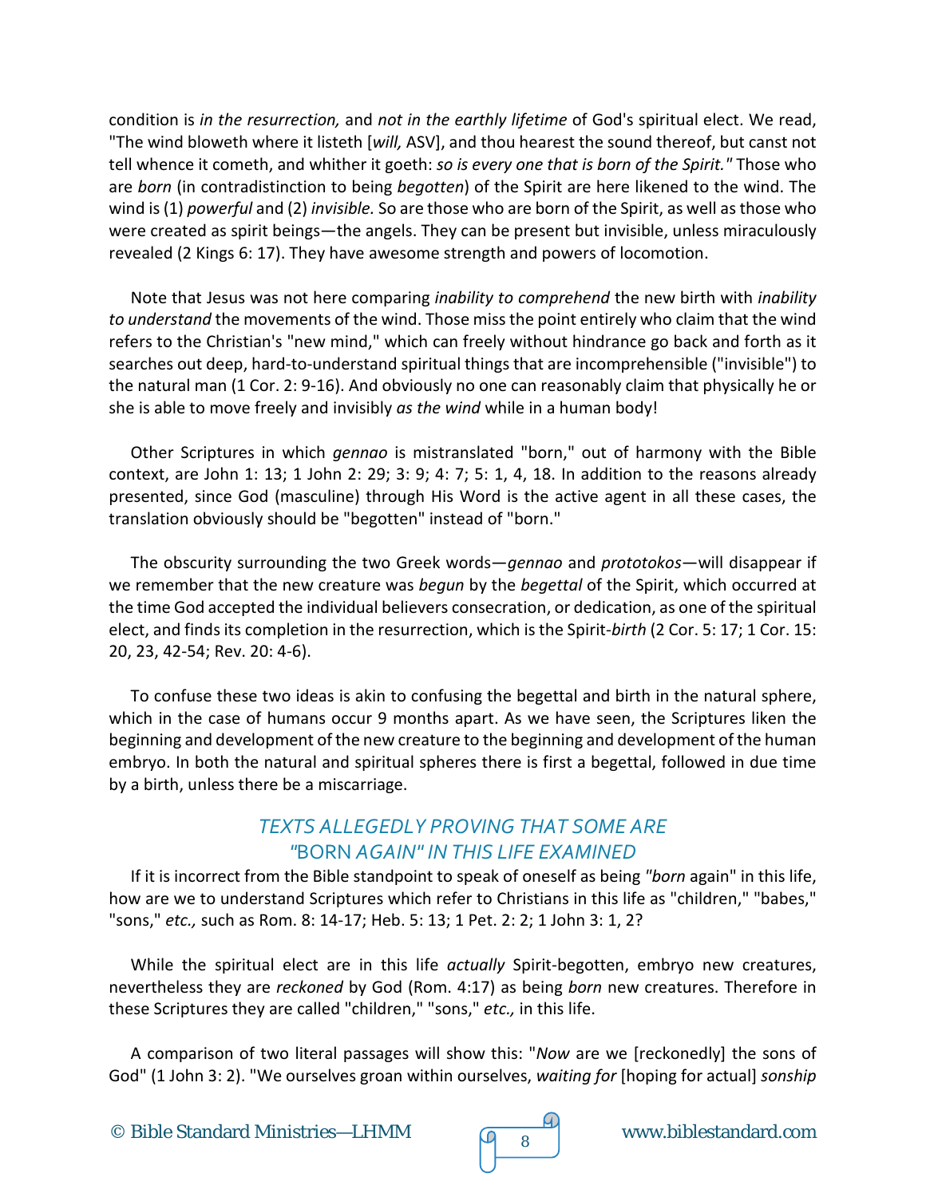condition is *in the resurrection,* and *not in the earthly lifetime* of God's spiritual elect. We read, "The wind bloweth where it listeth [*will,* ASV], and thou hearest the sound thereof, but canst not tell whence it cometh, and whither it goeth: *so is every one that is born of the Spirit."* Those who are *born* (in contradistinction to being *begotten*) of the Spirit are here likened to the wind. The wind is (1) *powerful* and (2) *invisible.* So are those who are born of the Spirit, as well as those who were created as spirit beings—the angels. They can be present but invisible, unless miraculously revealed (2 Kings 6: 17). They have awesome strength and powers of locomotion.

Note that Jesus was not here comparing *inability to comprehend* the new birth with *inability to understand* the movements of the wind. Those miss the point entirely who claim that the wind refers to the Christian's "new mind," which can freely without hindrance go back and forth as it searches out deep, hard-to-understand spiritual things that are incomprehensible ("invisible") to the natural man (1 Cor. 2: 9-16). And obviously no one can reasonably claim that physically he or she is able to move freely and invisibly *as the wind* while in a human body!

Other Scriptures in which *gennao* is mistranslated "born," out of harmony with the Bible context, are John 1: 13; 1 John 2: 29; 3: 9; 4: 7; 5: 1, 4, 18. In addition to the reasons already presented, since God (masculine) through His Word is the active agent in all these cases, the translation obviously should be "begotten" instead of "born."

The obscurity surrounding the two Greek words—*gennao* and *prototokos*—will disappear if we remember that the new creature was *begun* by the *begettal* of the Spirit, which occurred at the time God accepted the individual believers consecration, or dedication, as one of the spiritual elect, and finds its completion in the resurrection, which is the Spirit-*birth* (2 Cor. 5: 17; 1 Cor. 15: 20, 23, 42-54; Rev. 20: 4-6).

To confuse these two ideas is akin to confusing the begettal and birth in the natural sphere, which in the case of humans occur 9 months apart. As we have seen, the Scriptures liken the beginning and development of the new creature to the beginning and development of the human embryo. In both the natural and spiritual spheres there is first a begettal, followed in due time by a birth, unless there be a miscarriage.

## *TEXTS ALLEGEDLY PROVING THAT SOME ARE "*BORN *AGAIN" IN THIS LIFE EXAMINED*

If it is incorrect from the Bible standpoint to speak of oneself as being *"born* again" in this life, how are we to understand Scriptures which refer to Christians in this life as "children," "babes," "sons," *etc.,* such as Rom. 8: 14-17; Heb. 5: 13; 1 Pet. 2: 2; 1 John 3: 1, 2?

While the spiritual elect are in this life *actually* Spirit-begotten, embryo new creatures, nevertheless they are *reckoned* by God (Rom. 4:17) as being *born* new creatures. Therefore in these Scriptures they are called "children," "sons," *etc.,* in this life.

A comparison of two literal passages will show this: "*Now* are we [reckonedly] the sons of God" (1 John 3: 2). "We ourselves groan within ourselves, *waiting for* [hoping for actual] *sonship*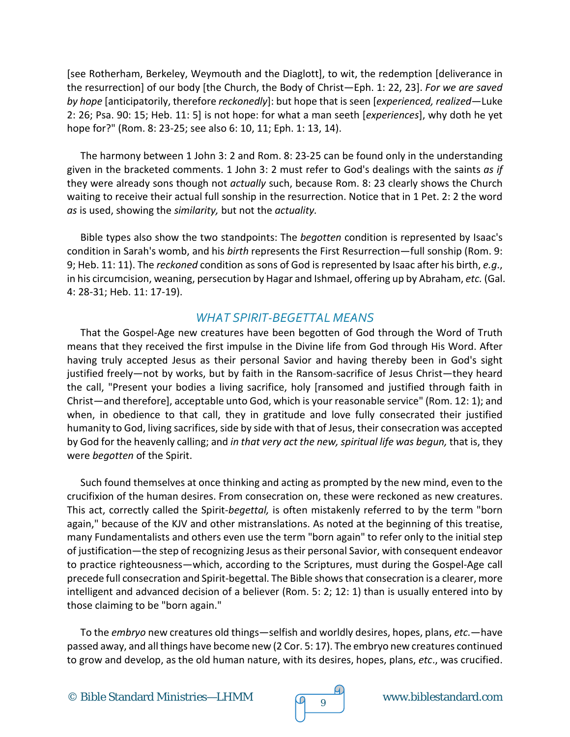[see Rotherham, Berkeley, Weymouth and the Diaglott], to wit, the redemption [deliverance in the resurrection] of our body [the Church, the Body of Christ—Eph. 1: 22, 23]. *For we are saved by hope* [anticipatorily, therefore *reckonedly*]: but hope that is seen [*experienced, realized*—Luke 2: 26; Psa. 90: 15; Heb. 11: 5] is not hope: for what a man seeth [*experiences*], why doth he yet hope for?" (Rom. 8: 23-25; see also 6: 10, 11; Eph. 1: 13, 14).

The harmony between 1 John 3: 2 and Rom. 8: 23-25 can be found only in the understanding given in the bracketed comments. 1 John 3: 2 must refer to God's dealings with the saints *as if* they were already sons though not *actually* such, because Rom. 8: 23 clearly shows the Church waiting to receive their actual full sonship in the resurrection. Notice that in 1 Pet. 2: 2 the word *as* is used, showing the *similarity,* but not the *actuality*.

Bible types also show the two standpoints: The *begotten* condition is represented by Isaac's condition in Sarah's womb, and his *birth* represents the First Resurrection—full sonship (Rom. 9: 9; Heb. 11: 11). The *reckoned* condition as sons of God is represented by Isaac after his birth, *e.g*., in his circumcision, weaning, persecution by Hagar and Ishmael, offering up by Abraham, *etc.* (Gal. 4: 28-31; Heb. 11: 17-19).

## *WHAT SPIRIT-BEGETTAL MEANS*

That the Gospel-Age new creatures have been begotten of God through the Word of Truth means that they received the first impulse in the Divine life from God through His Word. After having truly accepted Jesus as their personal Savior and having thereby been in God's sight justified freely—not by works, but by faith in the Ransom-sacrifice of Jesus Christ—they heard the call, "Present your bodies a living sacrifice, holy [ransomed and justified through faith in Christ—and therefore], acceptable unto God, which is your reasonable service" (Rom. 12: 1); and when, in obedience to that call, they in gratitude and love fully consecrated their justified humanity to God, living sacrifices, side by side with that of Jesus, their consecration was accepted by God for the heavenly calling; and *in that very act the new, spiritual life was begun,* that is, they were *begotten* of the Spirit.

Such found themselves at once thinking and acting as prompted by the new mind, even to the crucifixion of the human desires. From consecration on, these were reckoned as new creatures. This act, correctly called the Spirit-*begettal,* is often mistakenly referred to by the term "born again," because of the KJV and other mistranslations. As noted at the beginning of this treatise, many Fundamentalists and others even use the term "born again" to refer only to the initial step of justification—the step of recognizing Jesus as their personal Savior, with consequent endeavor to practice righteousness—which, according to the Scriptures, must during the Gospel-Age call precede full consecration and Spirit-begettal. The Bible shows that consecration is a clearer, more intelligent and advanced decision of a believer (Rom. 5: 2; 12: 1) than is usually entered into by those claiming to be "born again."

To the *embryo* new creatures old things—selfish and worldly desires, hopes, plans, *etc.*—have passed away, and all things have become new (2 Cor. 5: 17). The embryo new creatures continued to grow and develop, as the old human nature, with its desires, hopes, plans, *etc*., was crucified.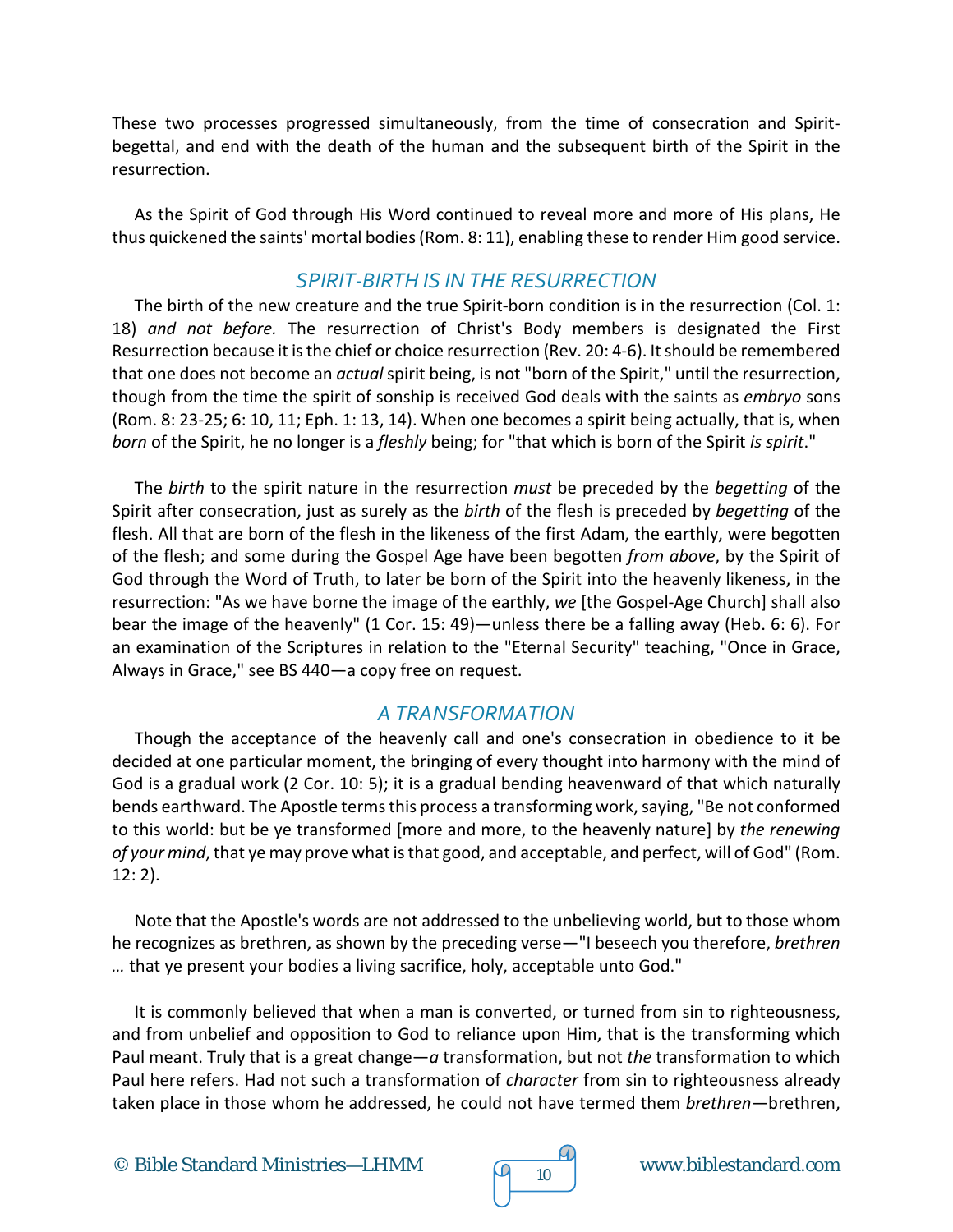These two processes progressed simultaneously, from the time of consecration and Spirit-begettal, and end with the death of the human and the subsequent birth of the Spirit in the resurrection.

As the Spirit of God through His Word continued to reveal more and more of His plans, He thus quickened the saints' mortal bodies (Rom. 8: 11), enabling these to render Him good service.

## *SPIRIT-BIRTH IS IN THE RESURRECTION*

The birth of the new creature and the true Spirit-born condition is in the resurrection (Col. 1: 18) *and not before.* The resurrection of Christ's Body members is designated the First Resurrection because it is the chief or choice resurrection (Rev. 20: 4-6). It should be remembered that one does not become an *actual* spirit being, is not "born of the Spirit," until the resurrection, though from the time the spirit of sonship is received God deals with the saints as *embryo* sons (Rom. 8: 23-25; 6: 10, 11; Eph. 1: 13, 14). When one becomes a spirit being actually, that is, when *born* of the Spirit, he no longer is a *fleshly* being; for "that which is born of the Spirit *is spirit*."

The *birth* to the spirit nature in the resurrection *must* be preceded by the *begetting* of the Spirit after consecration, just as surely as the *birth* of the flesh is preceded by *begetting* of the flesh. All that are born of the flesh in the likeness of the first Adam, the earthly, were begotten of the flesh; and some during the Gospel Age have been begotten *from above*, by the Spirit of God through the Word of Truth, to later be born of the Spirit into the heavenly likeness, in the resurrection: "As we have borne the image of the earthly, *we* [the Gospel-Age Church] shall also bear the image of the heavenly" (1 Cor. 15: 49)—unless there be a falling away (Heb. 6: 6). For an examination of the Scriptures in relation to the "Eternal Security" teaching, "Once in Grace, Always in Grace," see BS 440—a copy free on request.

## *A TRANSFORMATION*

Though the acceptance of the heavenly call and one's consecration in obedience to it be decided at one particular moment, the bringing of every thought into harmony with the mind of God is a gradual work (2 Cor. 10: 5); it is a gradual bending heavenward of that which naturally bends earthward. The Apostle terms this process a transforming work, saying, "Be not conformed to this world: but be ye transformed [more and more, to the heavenly nature] by *the renewing of your mind*, that ye may prove what is that good, and acceptable, and perfect, will of God" (Rom. 12: 2).

Note that the Apostle's words are not addressed to the unbelieving world, but to those whom he recognizes as brethren, as shown by the preceding verse—"I beseech you therefore, *brethren* … that ye present your bodies a living sacrifice, holy, acceptable unto God."

It is commonly believed that when a man is converted, or turned from sin to righteousness, and from unbelief and opposition to God to reliance upon Him, that is the transforming which Paul meant. Truly that is a great change—*a* transformation, but not *the* transformation to which Paul here refers. Had not such a transformation of *character* from sin to righteousness already taken place in those whom he addressed, he could not have termed them *brethren*—brethren,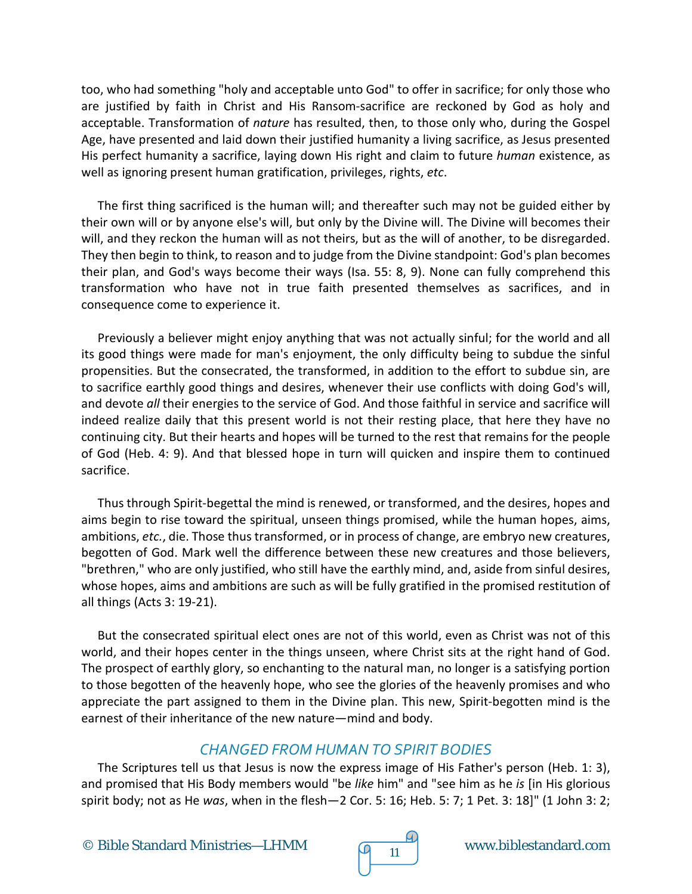too, who had something "holy and acceptable unto God" to offer in sacrifice; for only those who are justified by faith in Christ and His Ransom-sacrifice are reckoned by God as holy and acceptable. Transformation of *nature* has resulted, then, to those only who, during the Gospel Age, have presented and laid down their justified humanity a living sacrifice, as Jesus presented His perfect humanity a sacrifice, laying down His right and claim to future *human* existence, as well as ignoring present human gratification, privileges, rights, *etc*.

The first thing sacrificed is the human will; and thereafter such may not be guided either by their own will or by anyone else's will, but only by the Divine will. The Divine will becomes their will, and they reckon the human will as not theirs, but as the will of another, to be disregarded. They then begin to think, to reason and to judge from the Divine standpoint: God's plan becomes their plan, and God's ways become their ways (Isa. 55: 8, 9). None can fully comprehend this transformation who have not in true faith presented themselves as sacrifices, and in consequence come to experience it.

Previously a believer might enjoy anything that was not actually sinful; for the world and all its good things were made for man's enjoyment, the only difficulty being to subdue the sinful propensities. But the consecrated, the transformed, in addition to the effort to subdue sin, are to sacrifice earthly good things and desires, whenever their use conflicts with doing God's will, and devote *all* their energies to the service of God. And those faithful in service and sacrifice will indeed realize daily that this present world is not their resting place, that here they have no continuing city. But their hearts and hopes will be turned to the rest that remains for the people of God (Heb. 4: 9). And that blessed hope in turn will quicken and inspire them to continued sacrifice.

Thus through Spirit-begettal the mind is renewed, or transformed, and the desires, hopes and aims begin to rise toward the spiritual, unseen things promised, while the human hopes, aims, ambitions, *etc.*, die. Those thus transformed, or in process of change, are embryo new creatures, begotten of God. Mark well the difference between these new creatures and those believers, "brethren," who are only justified, who still have the earthly mind, and, aside from sinful desires, whose hopes, aims and ambitions are such as will be fully gratified in the promised restitution of all things (Acts 3: 19-21).

But the consecrated spiritual elect ones are not of this world, even as Christ was not of this world, and their hopes center in the things unseen, where Christ sits at the right hand of God. The prospect of earthly glory, so enchanting to the natural man, no longer is a satisfying portion to those begotten of the heavenly hope, who see the glories of the heavenly promises and who appreciate the part assigned to them in the Divine plan. This new, Spirit-begotten mind is the earnest of their inheritance of the new nature—mind and body.

## *CHANGED FROM HUMAN TO SPIRIT BODIES*

The Scriptures tell us that Jesus is now the express image of His Father's person (Heb. 1: 3), and promised that His Body members would "be *like* him" and "see him as he *is* [in His glorious spirit body; not as He *was*, when in the flesh—2 Cor. 5: 16; Heb. 5: 7; 1 Pet. 3: 18]" (1 John 3: 2;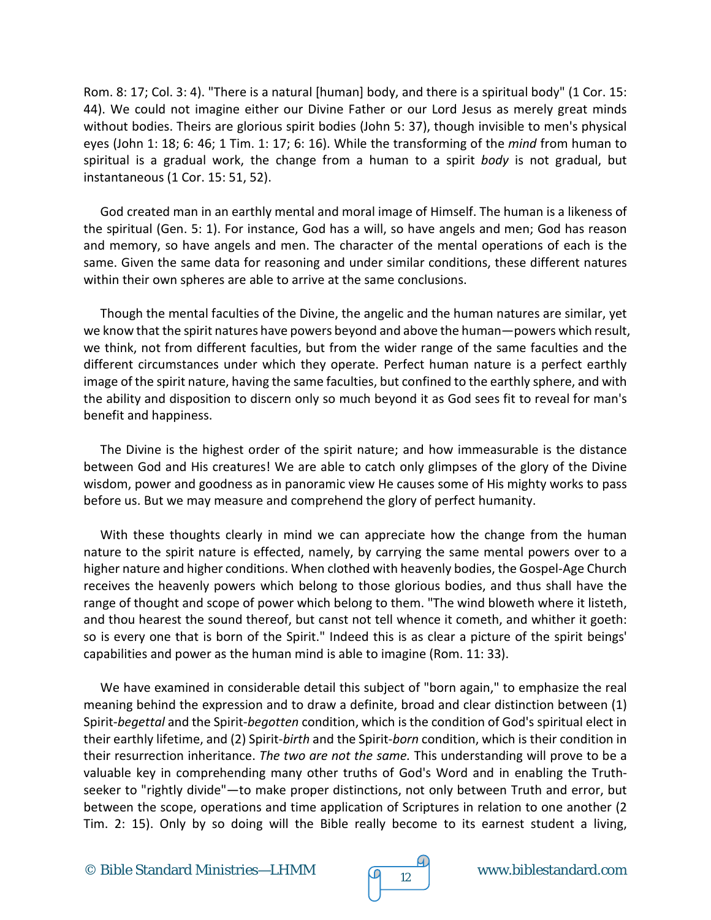Rom. 8: 17; Col. 3: 4). "There is a natural [human] body, and there is a spiritual body" (1 Cor. 15: 44). We could not imagine either our Divine Father or our Lord Jesus as merely great minds without bodies. Theirs are glorious spirit bodies (John 5: 37), though invisible to men's physical eyes (John 1: 18; 6: 46; 1 Tim. 1: 17; 6: 16). While the transforming of the *mind* from human to spiritual is a gradual work, the change from a human to a spirit *body* is not gradual, but instantaneous (1 Cor. 15: 51, 52).

God created man in an earthly mental and moral image of Himself. The human is a likeness of the spiritual (Gen. 5: 1). For instance, God has a will, so have angels and men; God has reason and memory, so have angels and men. The character of the mental operations of each is the same. Given the same data for reasoning and under similar conditions, these different natures within their own spheres are able to arrive at the same conclusions.

Though the mental faculties of the Divine, the angelic and the human natures are similar, yet we know that the spirit natures have powers beyond and above the human—powers which result, we think, not from different faculties, but from the wider range of the same faculties and the different circumstances under which they operate. Perfect human nature is a perfect earthly image of the spirit nature, having the same faculties, but confined to the earthly sphere, and with the ability and disposition to discern only so much beyond it as God sees fit to reveal for man's benefit and happiness.

The Divine is the highest order of the spirit nature; and how immeasurable is the distance between God and His creatures! We are able to catch only glimpses of the glory of the Divine wisdom, power and goodness as in panoramic view He causes some of His mighty works to pass before us. But we may measure and comprehend the glory of perfect humanity.

With these thoughts clearly in mind we can appreciate how the change from the human nature to the spirit nature is effected, namely, by carrying the same mental powers over to a higher nature and higher conditions. When clothed with heavenly bodies, the Gospel-Age Church receives the heavenly powers which belong to those glorious bodies, and thus shall have the range of thought and scope of power which belong to them. "The wind bloweth where it listeth, and thou hearest the sound thereof, but canst not tell whence it cometh, and whither it goeth: so is every one that is born of the Spirit." Indeed this is as clear a picture of the spirit beings' capabilities and power as the human mind is able to imagine (Rom. 11: 33).

We have examined in considerable detail this subject of "born again," to emphasize the real meaning behind the expression and to draw a definite, broad and clear distinction between (1) Spirit-*begettal* and the Spirit-*begotten* condition, which is the condition of God's spiritual elect in their earthly lifetime, and (2) Spirit-*birth* and the Spirit-*born* condition, which is their condition in their resurrection inheritance. *The two are not the same.* This understanding will prove to be a valuable key in comprehending many other truths of God's Word and in enabling the Truth-seeker to "rightly divide"—to make proper distinctions, not only between Truth and error, but between the scope, operations and time application of Scriptures in relation to one another (2 Tim. 2: 15). Only by so doing will the Bible really become to its earnest student a living,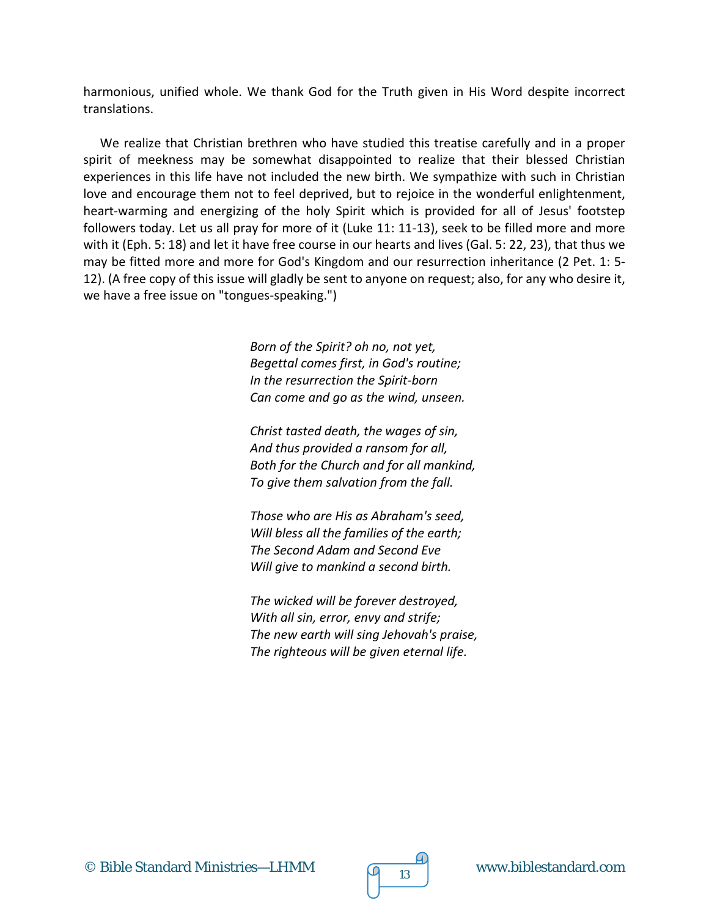harmonious, unified whole. We thank God for the Truth given in His Word despite incorrect translations.

We realize that Christian brethren who have studied this treatise carefully and in a proper spirit of meekness may be somewhat disappointed to realize that their blessed Christian experiences in this life have not included the new birth. We sympathize with such in Christian love and encourage them not to feel deprived, but to rejoice in the wonderful enlightenment, heart-warming and energizing of the holy Spirit which is provided for all of Jesus' footstep followers today. Let us all pray for more of it (Luke 11: 11-13), seek to be filled more and more with it (Eph. 5: 18) and let it have free course in our hearts and lives (Gal. 5: 22, 23), that thus we may be fitted more and more for God's Kingdom and our resurrection inheritance (2 Pet. 1: 5-12). (A free copy of this issue will gladly be sent to anyone on request; also, for any who desire it, we have a free issue on "tongues-speaking.")

*Born of the Spirit? oh no, not yet,*
*Begettal comes first, in God's routine;*
*In the resurrection the Spirit-born*
*Can come and go as the wind, unseen.*

*Christ tasted death, the wages of sin,*
*And thus provided a ransom for all,*
*Both for the Church and for all mankind,*
*To give them salvation from the fall.*

*Those who are His as Abraham's seed,*
*Will bless all the families of the earth;*
*The Second Adam and Second Eve*
*Will give to mankind a second birth.*

*The wicked will be forever destroyed,*
*With all sin, error, envy and strife;*
*The new earth will sing Jehovah's praise,*
*The righteous will be given eternal life.*